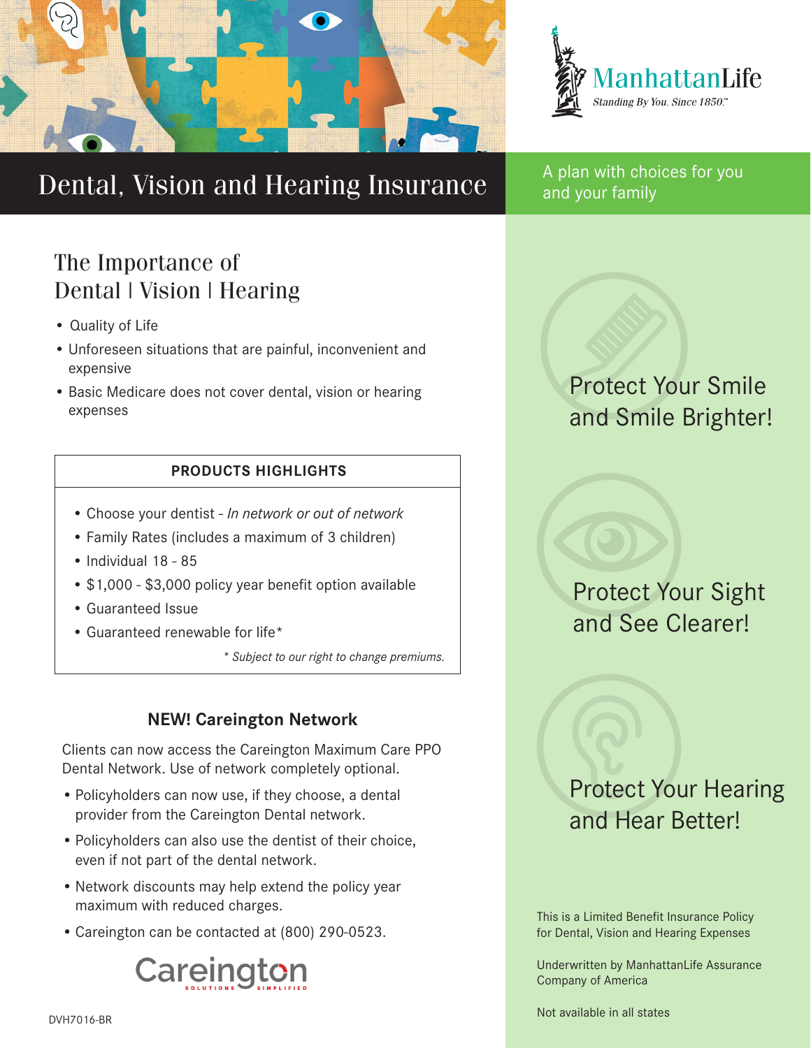ManhattanLife

*Standing By You. Since 1850.℠*

# Dental, Vision and Hearing Insurance

A plan with choices for you and your family

## The Importance of Dental | Vision | Hearing

- Quality of Life
- Unforeseen situations that are painful, inconvenient and expensive
- Basic Medicare does not cover dental, vision or hearing expenses

### PRODUCTS HIGHLIGHTS

- Choose your dentist - *In network or out of network*
- Family Rates (includes a maximum of 3 children)
- Individual 18 - 85
- $1,000 - $3,000 policy year benefit option available
- Guaranteed Issue
- Guaranteed renewable for life*

*\* Subject to our right to change premiums.*

### NEW! Careington Network

Clients can now access the Careington Maximum Care PPO Dental Network. Use of network completely optional.

- Policyholders can now use, if they choose, a dental provider from the Careington Dental network.
- Policyholders can also use the dentist of their choice, even if not part of the dental network.
- Network discounts may help extend the policy year maximum with reduced charges.
- Careington can be contacted at (800) 290-0523.

Careington SOLUTIONS SIMPLIFIED

Protect Your Smile and Smile Brighter!

Protect Your Sight and See Clearer!

Protect Your Hearing and Hear Better!

This is a Limited Benefit Insurance Policy for Dental, Vision and Hearing Expenses

Underwritten by ManhattanLife Assurance Company of America

Not available in all states

DVH7016-BR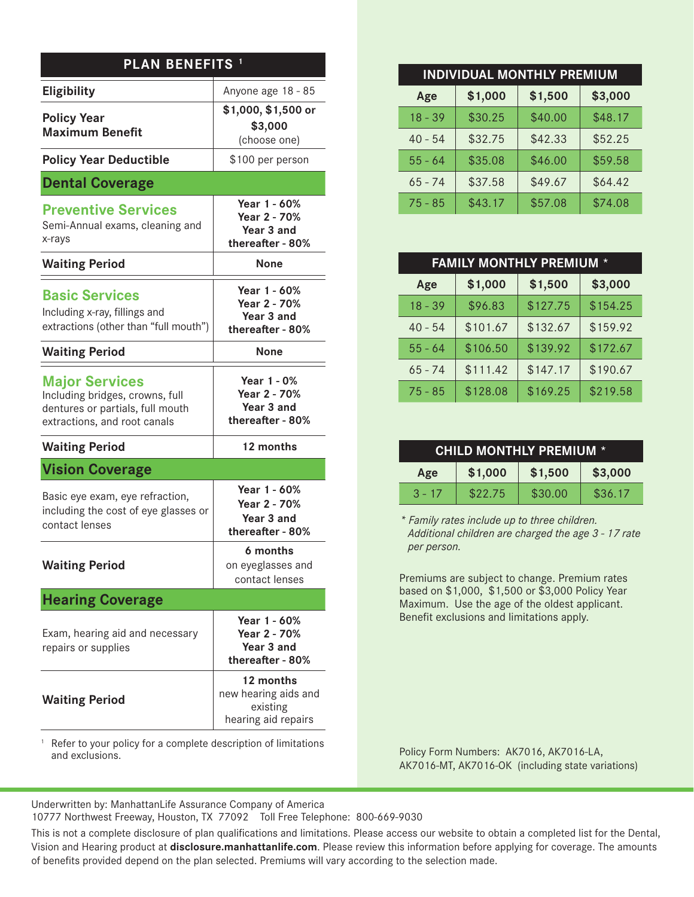| PLAN BENEFITS [1] | |
|---|---|
| **Eligibility** | Anyone age 18 - 85 |
| **Policy Year Maximum Benefit** | **$1,000, $1,500 or $3,000** (choose one) |
| **Policy Year Deductible** | $100 per person |
| **Dental Coverage** | |
| **Preventive Services** Semi-Annual exams, cleaning and x-rays | **Year 1 - 60% Year 2 - 70% Year 3 and thereafter - 80%** |
| **Waiting Period** | **None** |
| **Basic Services** Including x-ray, fillings and extractions (other than "full mouth") | **Year 1 - 60% Year 2 - 70% Year 3 and thereafter - 80%** |
| **Waiting Period** | **None** |
| **Major Services** Including bridges, crowns, full dentures or partials, full mouth extractions, and root canals | **Year 1 - 0% Year 2 - 70% Year 3 and thereafter - 80%** |
| **Waiting Period** | **12 months** |
| **Vision Coverage** | |
| Basic eye exam, eye refraction, including the cost of eye glasses or contact lenses | **Year 1 - 60% Year 2 - 70% Year 3 and thereafter - 80%** |
| **Waiting Period** | **6 months** on eyeglasses and contact lenses |
| **Hearing Coverage** | |
| Exam, hearing aid and necessary repairs or supplies | **Year 1 - 60% Year 2 - 70% Year 3 and thereafter - 80%** |
| **Waiting Period** | **12 months** new hearing aids and existing hearing aid repairs |

[1] Refer to your policy for a complete description of limitations and exclusions.

| INDIVIDUAL MONTHLY PREMIUM | | | |
|---|---|---|---|
| **Age** | **$1,000** | **$1,500** | **$3,000** |
| 18 - 39 | $30.25 | $40.00 | $48.17 |
| 40 - 54 | $32.75 | $42.33 | $52.25 |
| 55 - 64 | $35.08 | $46.00 | $59.58 |
| 65 - 74 | $37.58 | $49.67 | $64.42 |
| 75 - 85 | $43.17 | $57.08 | $74.08 |

| FAMILY MONTHLY PREMIUM * | | | |
|---|---|---|---|
| **Age** | **$1,000** | **$1,500** | **$3,000** |
| 18 - 39 | $96.83 | $127.75 | $154.25 |
| 40 - 54 | $101.67 | $132.67 | $159.92 |
| 55 - 64 | $106.50 | $139.92 | $172.67 |
| 65 - 74 | $111.42 | $147.17 | $190.67 |
| 75 - 85 | $128.08 | $169.25 | $219.58 |

| CHILD MONTHLY PREMIUM * | | | |
|---|---|---|---|
| **Age** | **$1,000** | **$1,500** | **$3,000** |
| 3 - 17 | $22.75 | $30.00 | $36.17 |

*\* Family rates include up to three children. Additional children are charged the age 3 - 17 rate per person.*

Premiums are subject to change. Premium rates based on $1,000, $1,500 or $3,000 Policy Year Maximum. Use the age of the oldest applicant. Benefit exclusions and limitations apply.

Policy Form Numbers: AK7016, AK7016-LA, AK7016-MT, AK7016-OK (including state variations)

Underwritten by: ManhattanLife Assurance Company of America
10777 Northwest Freeway, Houston, TX 77092 Toll Free Telephone: 800-669-9030

This is not a complete disclosure of plan qualifications and limitations. Please access our website to obtain a completed list for the Dental, Vision and Hearing product at **disclosure.manhattanlife.com**. Please review this information before applying for coverage. The amounts of benefits provided depend on the plan selected. Premiums will vary according to the selection made.